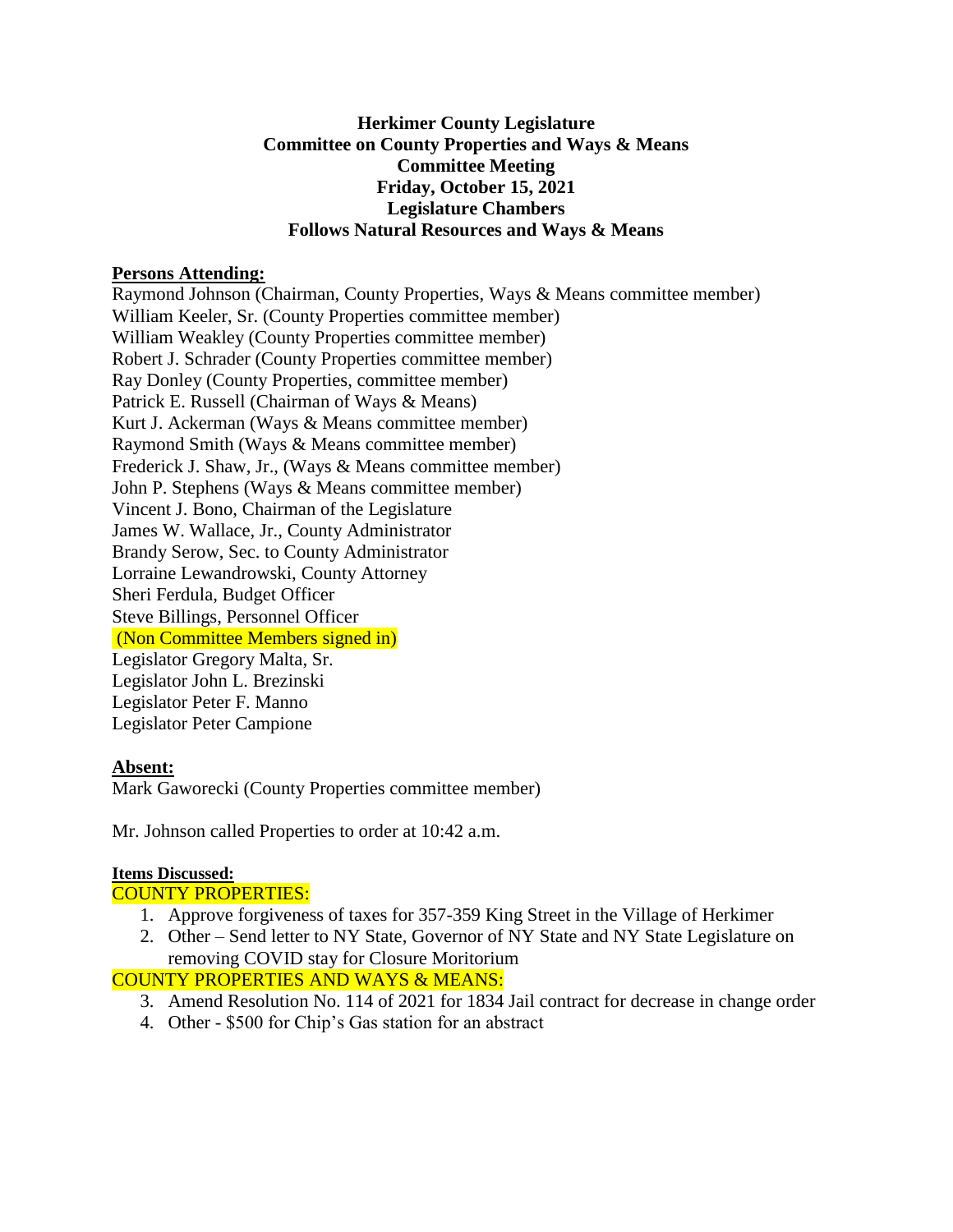**Herkimer County Legislature**
**Committee on County Properties and Ways & Means**
**Committee Meeting**
**Friday, October 15, 2021**
**Legislature Chambers**
**Follows Natural Resources and Ways & Means**

**Persons Attending:**

Raymond Johnson (Chairman, County Properties, Ways & Means committee member)
William Keeler, Sr. (County Properties committee member)
William Weakley (County Properties committee member)
Robert J. Schrader (County Properties committee member)
Ray Donley (County Properties, committee member)
Patrick E. Russell (Chairman of Ways & Means)
Kurt J. Ackerman (Ways & Means committee member)
Raymond Smith (Ways & Means committee member)
Frederick J. Shaw, Jr., (Ways & Means committee member)
John P. Stephens (Ways & Means committee member)
Vincent J. Bono, Chairman of the Legislature
James W. Wallace, Jr., County Administrator
Brandy Serow, Sec. to County Administrator
Lorraine Lewandrowski, County Attorney
Sheri Ferdula, Budget Officer
Steve Billings, Personnel Officer
(Non Committee Members signed in)
Legislator Gregory Malta, Sr.
Legislator John L. Brezinski
Legislator Peter F. Manno
Legislator Peter Campione

**Absent:**

Mark Gaworecki (County Properties committee member)

Mr. Johnson called Properties to order at 10:42 a.m.

**Items Discussed:**

COUNTY PROPERTIES:

1. Approve forgiveness of taxes for 357-359 King Street in the Village of Herkimer
2. Other – Send letter to NY State, Governor of NY State and NY State Legislature on removing COVID stay for Closure Moritorium

COUNTY PROPERTIES AND WAYS & MEANS:

3. Amend Resolution No. 114 of 2021 for 1834 Jail contract for decrease in change order
4. Other - $500 for Chip's Gas station for an abstract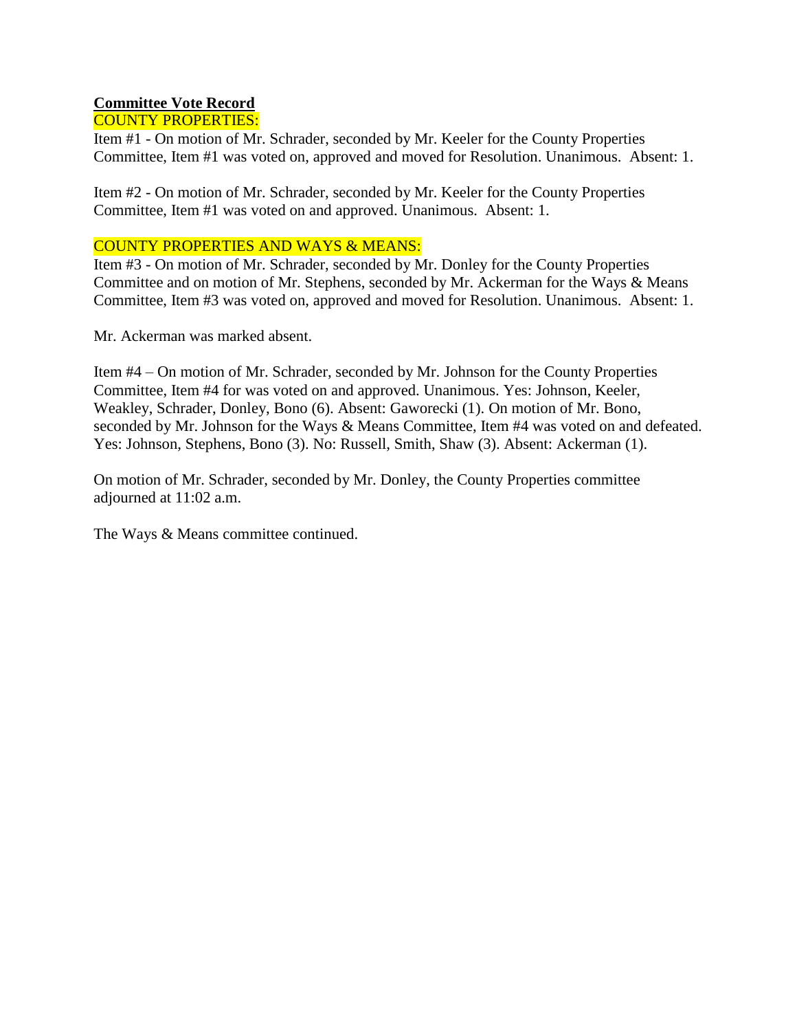**Committee Vote Record**

COUNTY PROPERTIES:

Item #1 - On motion of Mr. Schrader, seconded by Mr. Keeler for the County Properties Committee, Item #1 was voted on, approved and moved for Resolution. Unanimous. Absent: 1.

Item #2 - On motion of Mr. Schrader, seconded by Mr. Keeler for the County Properties Committee, Item #1 was voted on and approved. Unanimous. Absent: 1.

COUNTY PROPERTIES AND WAYS & MEANS:

Item #3 - On motion of Mr. Schrader, seconded by Mr. Donley for the County Properties Committee and on motion of Mr. Stephens, seconded by Mr. Ackerman for the Ways & Means Committee, Item #3 was voted on, approved and moved for Resolution. Unanimous. Absent: 1.

Mr. Ackerman was marked absent.

Item #4 – On motion of Mr. Schrader, seconded by Mr. Johnson for the County Properties Committee, Item #4 for was voted on and approved. Unanimous. Yes: Johnson, Keeler, Weakley, Schrader, Donley, Bono (6). Absent: Gaworecki (1). On motion of Mr. Bono, seconded by Mr. Johnson for the Ways & Means Committee, Item #4 was voted on and defeated. Yes: Johnson, Stephens, Bono (3). No: Russell, Smith, Shaw (3). Absent: Ackerman (1).

On motion of Mr. Schrader, seconded by Mr. Donley, the County Properties committee adjourned at 11:02 a.m.

The Ways & Means committee continued.